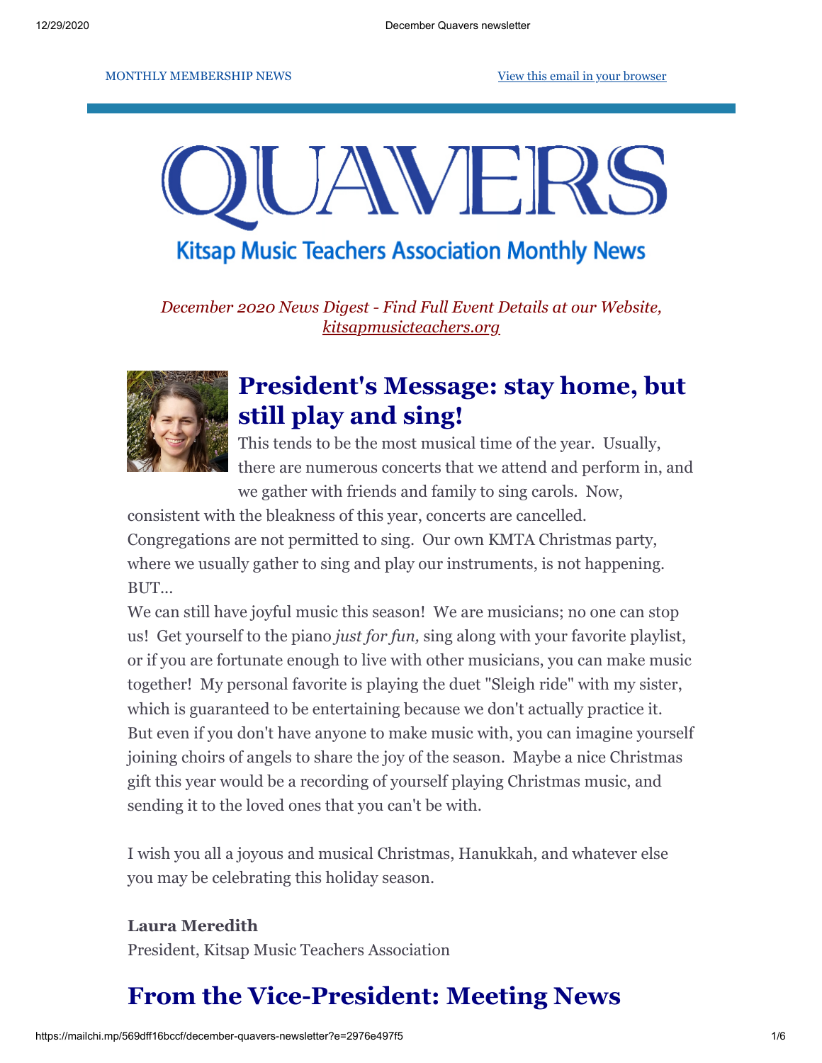MONTHLY MEMBERSHIP NEWS

[View this email in your browser]

# QUAVERS

## Kitsap Music Teachers Association Monthly News

*December 2020 News Digest - Find Full Event Details at our Website, kitsapmusicteachers.org*

## President's Message: stay home, but still play and sing!

This tends to be the most musical time of the year. Usually, there are numerous concerts that we attend and perform in, and we gather with friends and family to sing carols. Now, consistent with the bleakness of this year, concerts are cancelled. Congregations are not permitted to sing. Our own KMTA Christmas party, where we usually gather to sing and play our instruments, is not happening. BUT...

We can still have joyful music this season! We are musicians; no one can stop us! Get yourself to the piano *just for fun,* sing along with your favorite playlist, or if you are fortunate enough to live with other musicians, you can make music together! My personal favorite is playing the duet "Sleigh ride" with my sister, which is guaranteed to be entertaining because we don't actually practice it. But even if you don't have anyone to make music with, you can imagine yourself joining choirs of angels to share the joy of the season. Maybe a nice Christmas gift this year would be a recording of yourself playing Christmas music, and sending it to the loved ones that you can't be with.

I wish you all a joyous and musical Christmas, Hanukkah, and whatever else you may be celebrating this holiday season.

**Laura Meredith**
President, Kitsap Music Teachers Association

## From the Vice-President: Meeting News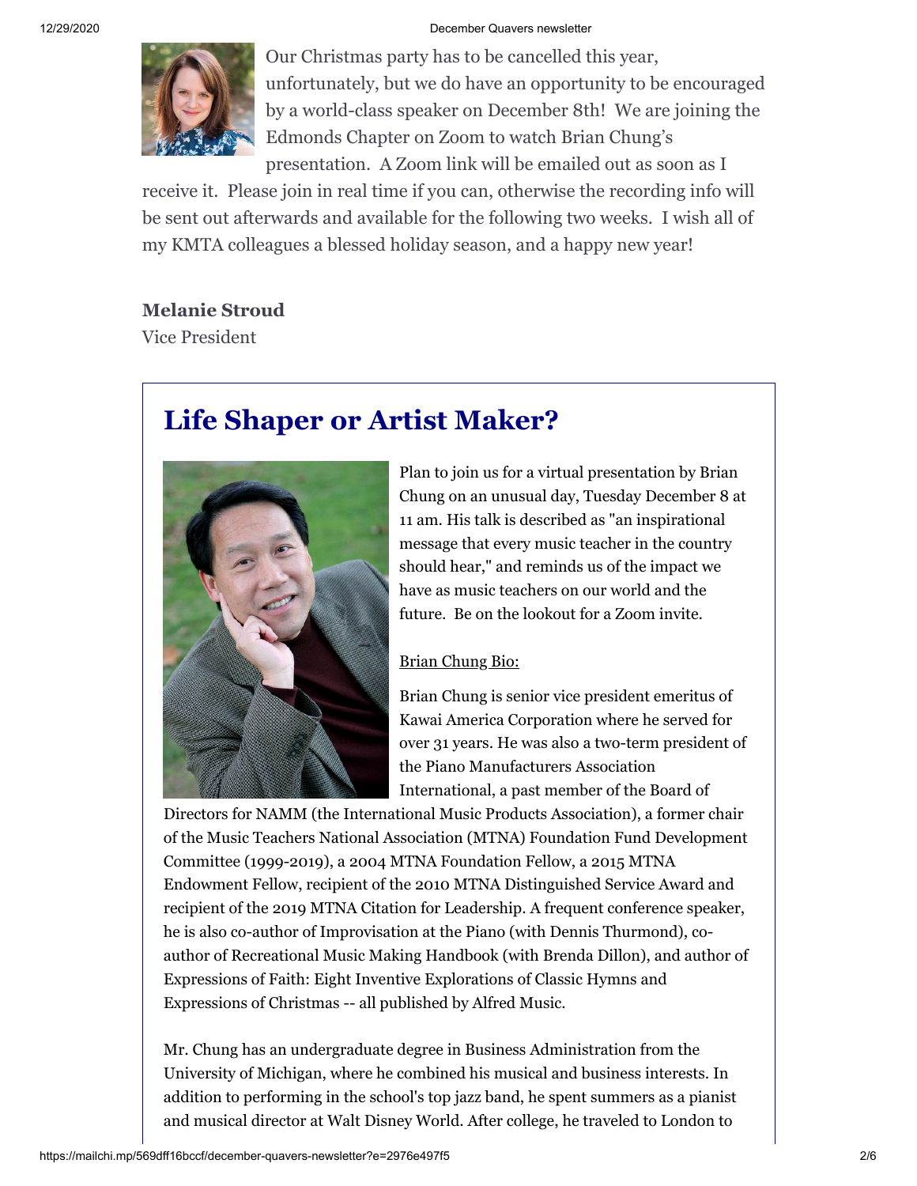Our Christmas party has to be cancelled this year, unfortunately, but we do have an opportunity to be encouraged by a world-class speaker on December 8th! We are joining the Edmonds Chapter on Zoom to watch Brian Chung's presentation. A Zoom link will be emailed out as soon as I receive it. Please join in real time if you can, otherwise the recording info will be sent out afterwards and available for the following two weeks. I wish all of my KMTA colleagues a blessed holiday season, and a happy new year!

**Melanie Stroud**
Vice President

## Life Shaper or Artist Maker?

Plan to join us for a virtual presentation by Brian Chung on an unusual day, Tuesday December 8 at 11 am. His talk is described as "an inspirational message that every music teacher in the country should hear," and reminds us of the impact we have as music teachers on our world and the future. Be on the lookout for a Zoom invite.

Brian Chung Bio:

Brian Chung is senior vice president emeritus of Kawai America Corporation where he served for over 31 years. He was also a two-term president of the Piano Manufacturers Association International, a past member of the Board of Directors for NAMM (the International Music Products Association), a former chair of the Music Teachers National Association (MTNA) Foundation Fund Development Committee (1999-2019), a 2004 MTNA Foundation Fellow, a 2015 MTNA Endowment Fellow, recipient of the 2010 MTNA Distinguished Service Award and recipient of the 2019 MTNA Citation for Leadership. A frequent conference speaker, he is also co-author of Improvisation at the Piano (with Dennis Thurmond), co-author of Recreational Music Making Handbook (with Brenda Dillon), and author of Expressions of Faith: Eight Inventive Explorations of Classic Hymns and Expressions of Christmas -- all published by Alfred Music.

Mr. Chung has an undergraduate degree in Business Administration from the University of Michigan, where he combined his musical and business interests. In addition to performing in the school's top jazz band, he spent summers as a pianist and musical director at Walt Disney World. After college, he traveled to London to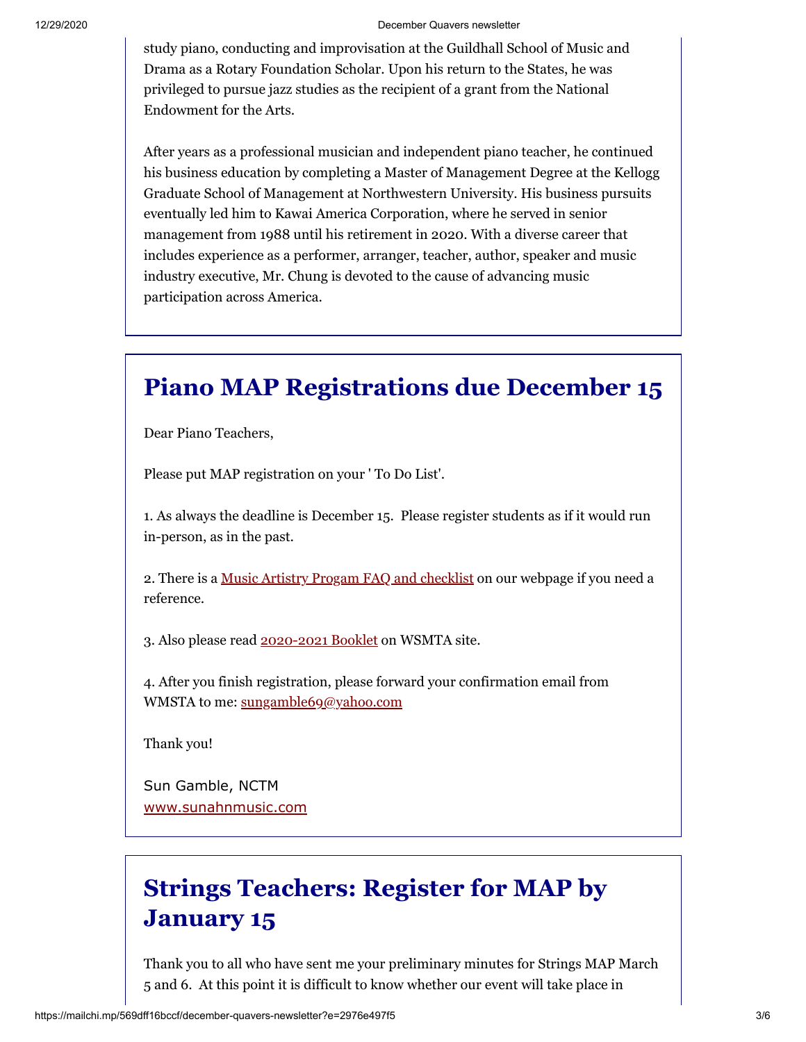study piano, conducting and improvisation at the Guildhall School of Music and Drama as a Rotary Foundation Scholar. Upon his return to the States, he was privileged to pursue jazz studies as the recipient of a grant from the National Endowment for the Arts.

After years as a professional musician and independent piano teacher, he continued his business education by completing a Master of Management Degree at the Kellogg Graduate School of Management at Northwestern University. His business pursuits eventually led him to Kawai America Corporation, where he served in senior management from 1988 until his retirement in 2020. With a diverse career that includes experience as a performer, arranger, teacher, author, speaker and music industry executive, Mr. Chung is devoted to the cause of advancing music participation across America.

# Piano MAP Registrations due December 15

Dear Piano Teachers,

Please put MAP registration on your ' To Do List'.

1. As always the deadline is December 15. Please register students as if it would run in-person, as in the past.

2. There is a Music Artistry Progam FAQ and checklist on our webpage if you need a reference.

3. Also please read 2020-2021 Booklet on WSMTA site.

4. After you finish registration, please forward your confirmation email from WMSTA to me: sungamble69@yahoo.com

Thank you!

Sun Gamble, NCTM
www.sunahnmusic.com

# Strings Teachers: Register for MAP by January 15

Thank you to all who have sent me your preliminary minutes for Strings MAP March 5 and 6. At this point it is difficult to know whether our event will take place in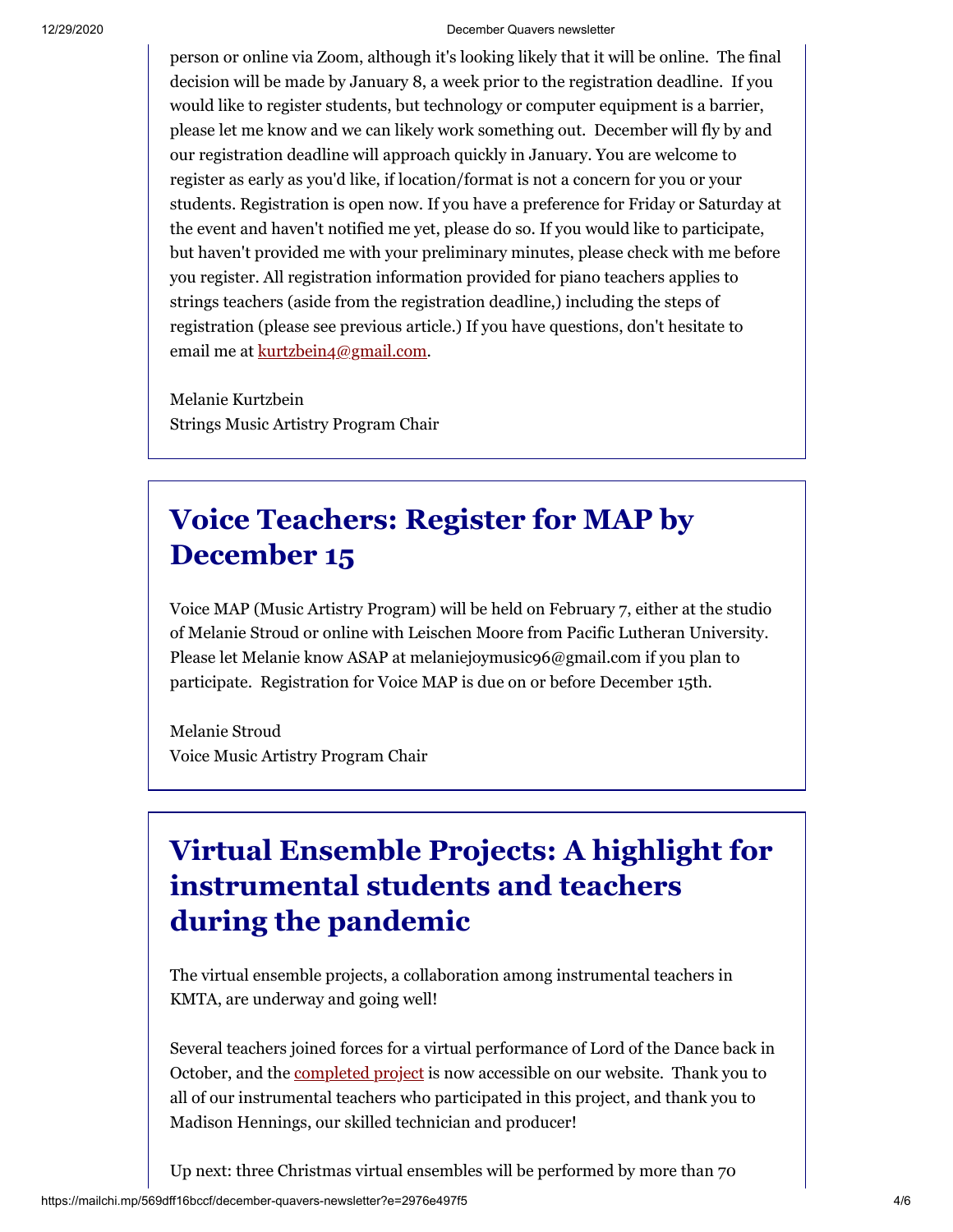person or online via Zoom, although it's looking likely that it will be online.  The final decision will be made by January 8, a week prior to the registration deadline.  If you would like to register students, but technology or computer equipment is a barrier, please let me know and we can likely work something out.  December will fly by and our registration deadline will approach quickly in January. You are welcome to register as early as you'd like, if location/format is not a concern for you or your students. Registration is open now. If you have a preference for Friday or Saturday at the event and haven't notified me yet, please do so. If you would like to participate, but haven't provided me with your preliminary minutes, please check with me before you register. All registration information provided for piano teachers applies to strings teachers (aside from the registration deadline,) including the steps of registration (please see previous article.) If you have questions, don't hesitate to email me at kurtzbein4@gmail.com.

Melanie Kurtzbein
Strings Music Artistry Program Chair

## Voice Teachers: Register for MAP by December 15

Voice MAP (Music Artistry Program) will be held on February 7, either at the studio of Melanie Stroud or online with Leischen Moore from Pacific Lutheran University. Please let Melanie know ASAP at melaniejoymusic96@gmail.com if you plan to participate.  Registration for Voice MAP is due on or before December 15th.

Melanie Stroud
Voice Music Artistry Program Chair

## Virtual Ensemble Projects: A highlight for instrumental students and teachers during the pandemic

The virtual ensemble projects, a collaboration among instrumental teachers in KMTA, are underway and going well!

Several teachers joined forces for a virtual performance of Lord of the Dance back in October, and the completed project is now accessible on our website.  Thank you to all of our instrumental teachers who participated in this project, and thank you to Madison Hennings, our skilled technician and producer!

Up next: three Christmas virtual ensembles will be performed by more than 70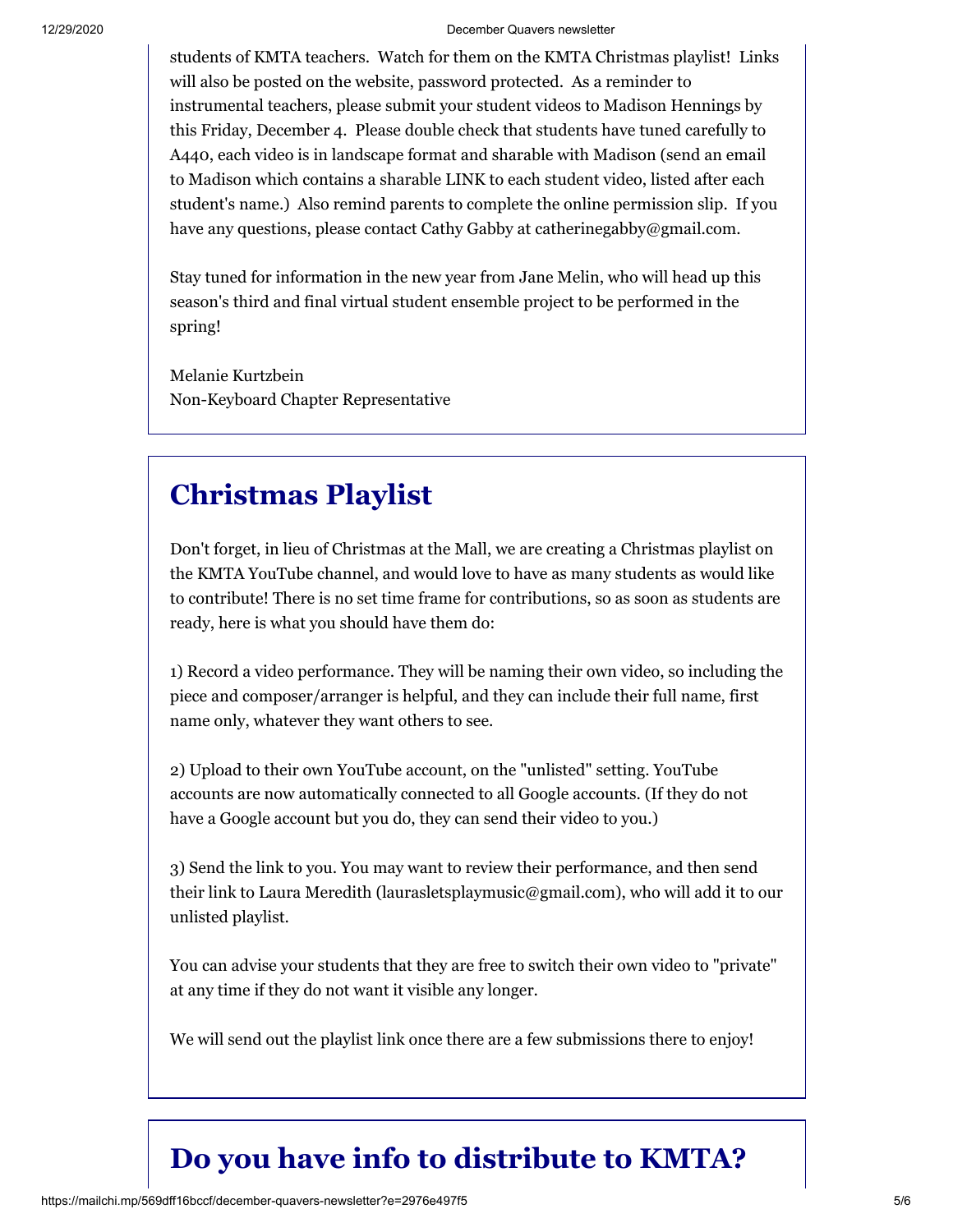students of KMTA teachers. Watch for them on the KMTA Christmas playlist! Links will also be posted on the website, password protected. As a reminder to instrumental teachers, please submit your student videos to Madison Hennings by this Friday, December 4. Please double check that students have tuned carefully to A440, each video is in landscape format and sharable with Madison (send an email to Madison which contains a sharable LINK to each student video, listed after each student's name.) Also remind parents to complete the online permission slip. If you have any questions, please contact Cathy Gabby at catherinegabby@gmail.com.

Stay tuned for information in the new year from Jane Melin, who will head up this season's third and final virtual student ensemble project to be performed in the spring!

Melanie Kurtzbein
Non-Keyboard Chapter Representative

## Christmas Playlist

Don't forget, in lieu of Christmas at the Mall, we are creating a Christmas playlist on the KMTA YouTube channel, and would love to have as many students as would like to contribute! There is no set time frame for contributions, so as soon as students are ready, here is what you should have them do:

1) Record a video performance. They will be naming their own video, so including the piece and composer/arranger is helpful, and they can include their full name, first name only, whatever they want others to see.

2) Upload to their own YouTube account, on the "unlisted" setting. YouTube accounts are now automatically connected to all Google accounts. (If they do not have a Google account but you do, they can send their video to you.)

3) Send the link to you. You may want to review their performance, and then send their link to Laura Meredith (laurasletsplaymusic@gmail.com), who will add it to our unlisted playlist.

You can advise your students that they are free to switch their own video to "private" at any time if they do not want it visible any longer.

We will send out the playlist link once there are a few submissions there to enjoy!

## Do you have info to distribute to KMTA?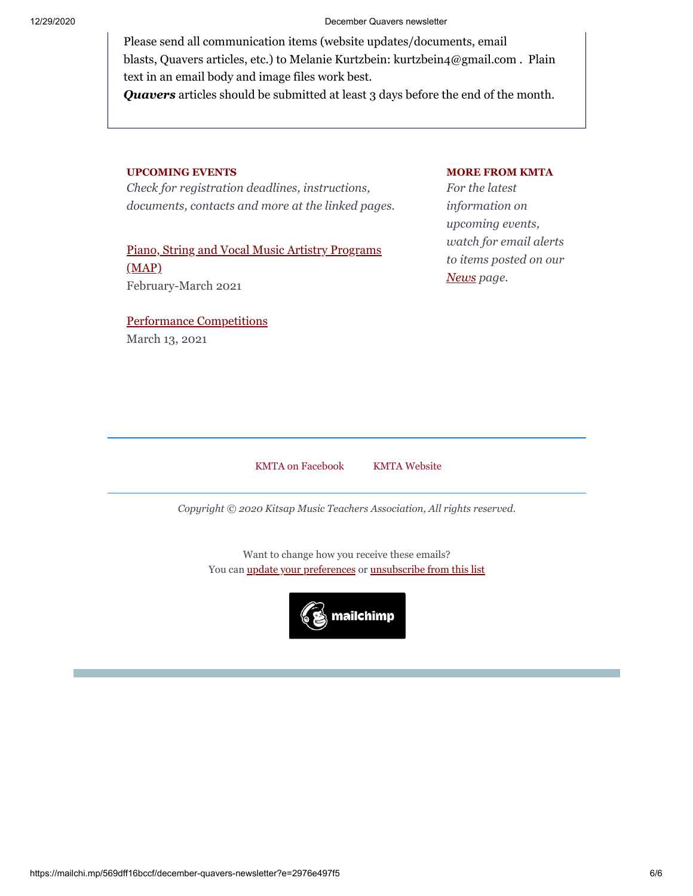Please send all communication items (website updates/documents, email blasts, Quavers articles, etc.) to Melanie Kurtzbein: kurtzbein4@gmail.com . Plain text in an email body and image files work best.

***Quavers*** articles should be submitted at least 3 days before the end of the month.

**UPCOMING EVENTS**

*Check for registration deadlines, instructions, documents, contacts and more at the linked pages.*

Piano, String and Vocal Music Artistry Programs (MAP)
February-March 2021

Performance Competitions
March 13, 2021

**MORE FROM KMTA**

*For the latest information on upcoming events, watch for email alerts to items posted on our News page.*

KMTA on Facebook KMTA Website

*Copyright © 2020 Kitsap Music Teachers Association, All rights reserved.*

Want to change how you receive these emails?
You can update your preferences or unsubscribe from this list

mailchimp